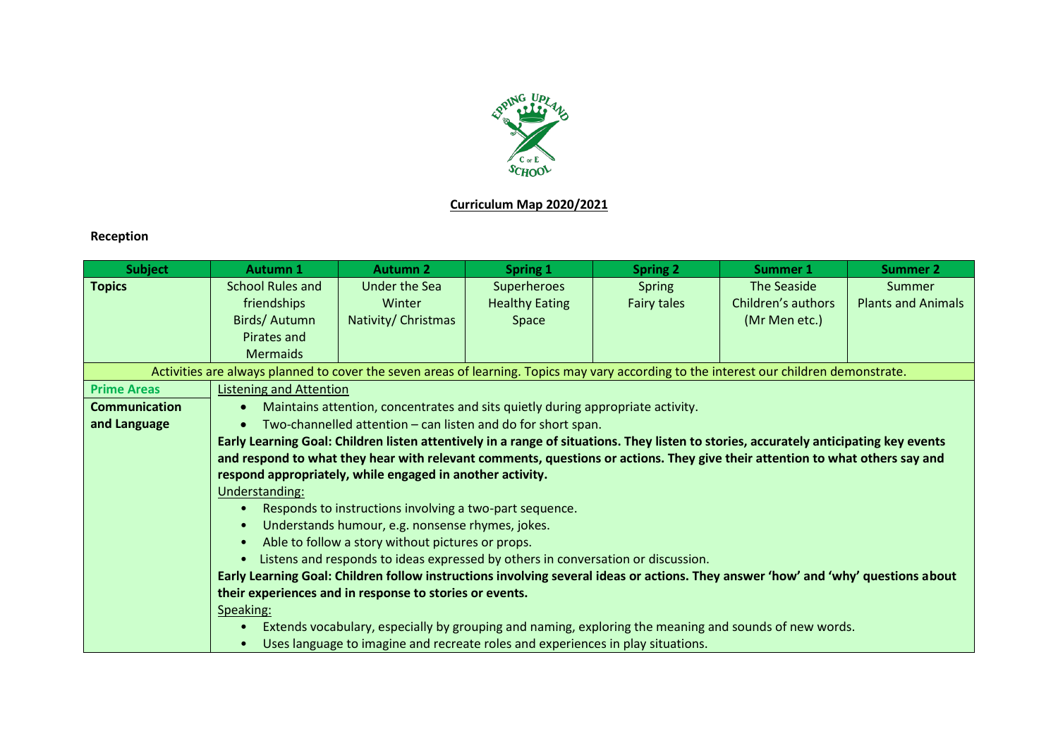**Curriculum Map 2020/2021**

**Reception**

| Subject | Autumn 1 | Autumn 2 | Spring 1 | Spring 2 | Summer 1 | Summer 2 |
|---|---|---|---|---|---|---|
| **Topics** | School Rules and friendships<br>Birds/ Autumn<br>Pirates and Mermaids | Under the Sea<br>Winter<br>Nativity/ Christmas | Superheroes<br>Healthy Eating<br>Space | Spring<br>Fairy tales | The Seaside<br>Children's authors (Mr Men etc.) | Summer<br>Plants and Animals |
| Activities are always planned to cover the seven areas of learning. Topics may vary according to the interest our children demonstrate. | | | | | | |
| **Prime Areas**<br>**Communication and Language** | Listening and Attention<br>• Maintains attention, concentrates and sits quietly during appropriate activity.<br>• Two-channelled attention – can listen and do for short span.<br>**Early Learning Goal: Children listen attentively in a range of situations. They listen to stories, accurately anticipating key events and respond to what they hear with relevant comments, questions or actions. They give their attention to what others say and respond appropriately, while engaged in another activity.**<br>Understanding:<br>• Responds to instructions involving a two-part sequence.<br>• Understands humour, e.g. nonsense rhymes, jokes.<br>• Able to follow a story without pictures or props.<br>• Listens and responds to ideas expressed by others in conversation or discussion.<br>**Early Learning Goal: Children follow instructions involving several ideas or actions. They answer 'how' and 'why' questions about their experiences and in response to stories or events.**<br>Speaking:<br>• Extends vocabulary, especially by grouping and naming, exploring the meaning and sounds of new words.<br>• Uses language to imagine and recreate roles and experiences in play situations. | | | | | |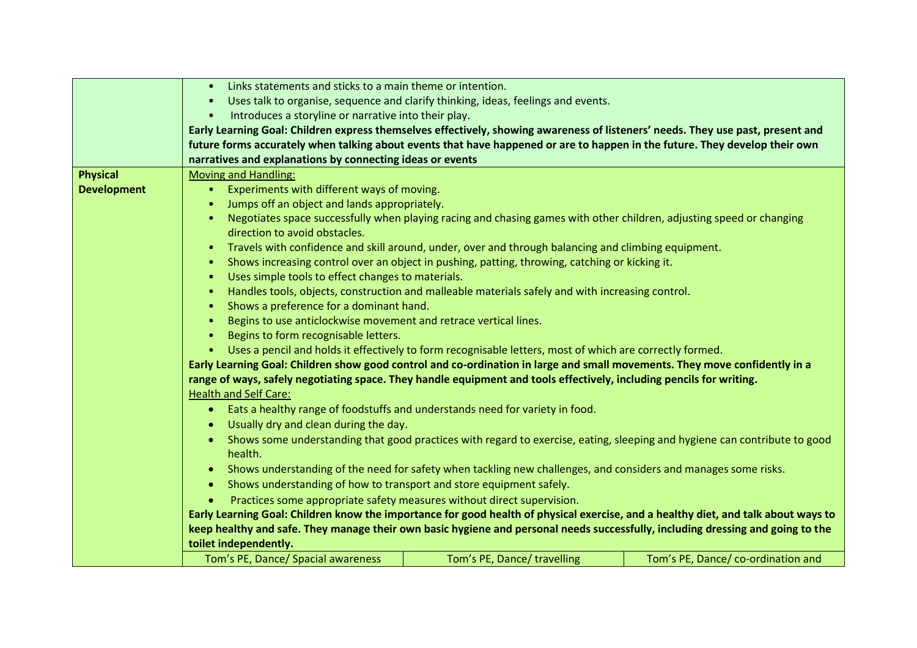| | | | |
|---|---|---|---|
| | • Links statements and sticks to a main theme or intention.<br>• Uses talk to organise, sequence and clarify thinking, ideas, feelings and events.<br>• Introduces a storyline or narrative into their play.<br>**Early Learning Goal: Children express themselves effectively, showing awareness of listeners' needs. They use past, present and future forms accurately when talking about events that have happened or are to happen in the future. They develop their own narratives and explanations by connecting ideas or events** | | |
| **Physical Development** | <u>Moving and Handling:</u><br>• Experiments with different ways of moving.<br>• Jumps off an object and lands appropriately.<br>• Negotiates space successfully when playing racing and chasing games with other children, adjusting speed or changing direction to avoid obstacles.<br>• Travels with confidence and skill around, under, over and through balancing and climbing equipment.<br>• Shows increasing control over an object in pushing, patting, throwing, catching or kicking it.<br>• Uses simple tools to effect changes to materials.<br>• Handles tools, objects, construction and malleable materials safely and with increasing control.<br>• Shows a preference for a dominant hand.<br>• Begins to use anticlockwise movement and retrace vertical lines.<br>• Begins to form recognisable letters.<br>• Uses a pencil and holds it effectively to form recognisable letters, most of which are correctly formed.<br>**Early Learning Goal: Children show good control and co-ordination in large and small movements. They move confidently in a range of ways, safely negotiating space. They handle equipment and tools effectively, including pencils for writing.**<br><u>Health and Self Care:</u><br>• Eats a healthy range of foodstuffs and understands need for variety in food.<br>• Usually dry and clean during the day.<br>• Shows some understanding that good practices with regard to exercise, eating, sleeping and hygiene can contribute to good health.<br>• Shows understanding of the need for safety when tackling new challenges, and considers and manages some risks.<br>• Shows understanding of how to transport and store equipment safely.<br>• Practices some appropriate safety measures without direct supervision.<br>**Early Learning Goal: Children know the importance for good health of physical exercise, and a healthy diet, and talk about ways to keep healthy and safe. They manage their own basic hygiene and personal needs successfully, including dressing and going to the toilet independently.** | | |
| | Tom's PE, Dance/ Spacial awareness | Tom's PE, Dance/ travelling | Tom's PE, Dance/ co-ordination and |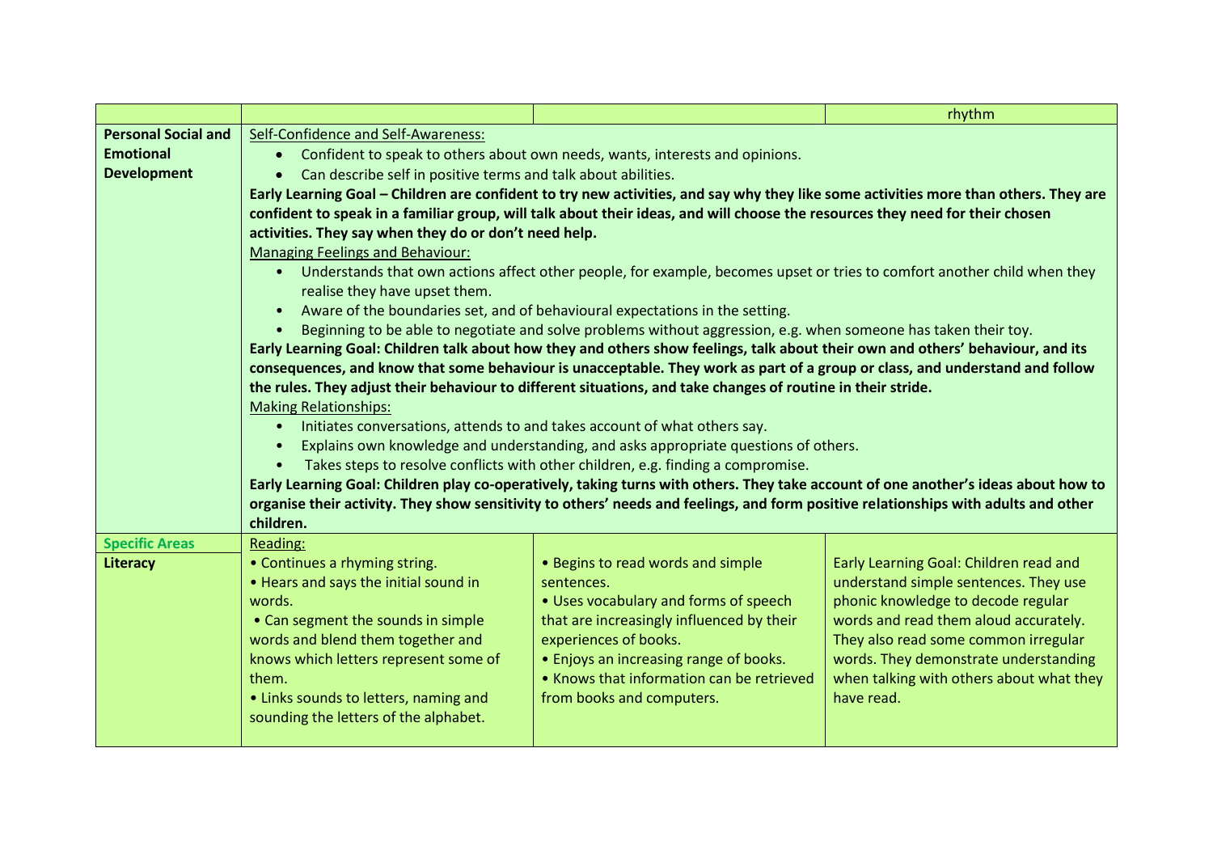| | | | |
|---|---|---|---|
| | | | rhythm |
| **Personal Social and Emotional Development** | Self-Confidence and Self-Awareness:<br>• Confident to speak to others about own needs, wants, interests and opinions.<br>• Can describe self in positive terms and talk about abilities.<br>**Early Learning Goal – Children are confident to try new activities, and say why they like some activities more than others. They are confident to speak in a familiar group, will talk about their ideas, and will choose the resources they need for their chosen activities. They say when they do or don't need help.**<br>Managing Feelings and Behaviour:<br>• Understands that own actions affect other people, for example, becomes upset or tries to comfort another child when they realise they have upset them.<br>• Aware of the boundaries set, and of behavioural expectations in the setting.<br>• Beginning to be able to negotiate and solve problems without aggression, e.g. when someone has taken their toy.<br>**Early Learning Goal: Children talk about how they and others show feelings, talk about their own and others' behaviour, and its consequences, and know that some behaviour is unacceptable. They work as part of a group or class, and understand and follow the rules. They adjust their behaviour to different situations, and take changes of routine in their stride.**<br>Making Relationships:<br>• Initiates conversations, attends to and takes account of what others say.<br>• Explains own knowledge and understanding, and asks appropriate questions of others.<br>• Takes steps to resolve conflicts with other children, e.g. finding a compromise.<br>**Early Learning Goal: Children play co-operatively, taking turns with others. They take account of one another's ideas about how to organise their activity. They show sensitivity to others' needs and feelings, and form positive relationships with adults and other children.** | | |
| **Specific Areas**<br>**Literacy** | Reading:<br>• Continues a rhyming string.<br>• Hears and says the initial sound in words.<br>• Can segment the sounds in simple words and blend them together and knows which letters represent some of them.<br>• Links sounds to letters, naming and sounding the letters of the alphabet. | • Begins to read words and simple sentences.<br>• Uses vocabulary and forms of speech that are increasingly influenced by their experiences of books.<br>• Enjoys an increasing range of books.<br>• Knows that information can be retrieved from books and computers. | Early Learning Goal: Children read and understand simple sentences. They use phonic knowledge to decode regular words and read them aloud accurately. They also read some common irregular words. They demonstrate understanding when talking with others about what they have read. |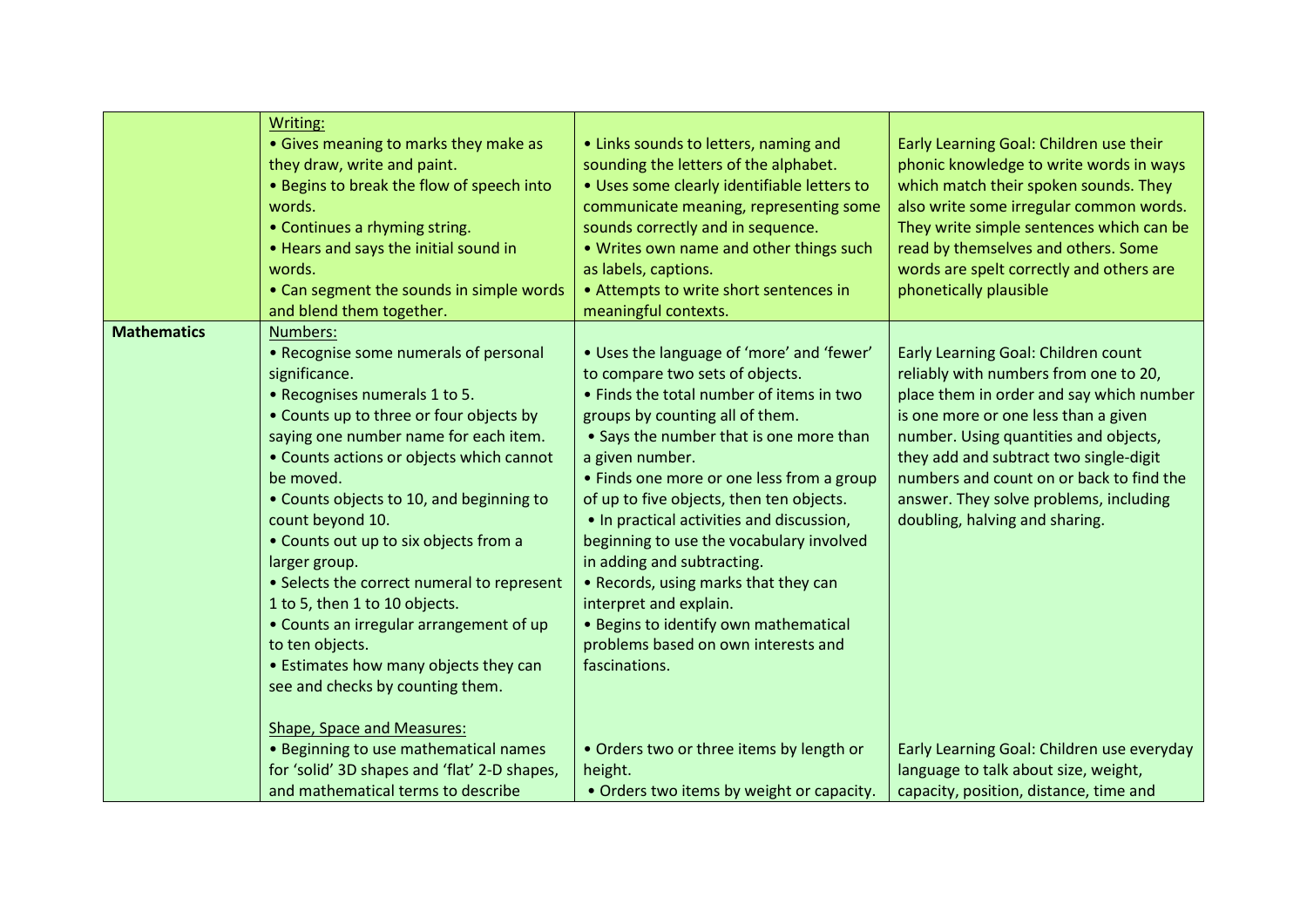| | | | |
|---|---|---|---|
| | Writing:<br>• Gives meaning to marks they make as they draw, write and paint.<br>• Begins to break the flow of speech into words.<br>• Continues a rhyming string.<br>• Hears and says the initial sound in words.<br>• Can segment the sounds in simple words and blend them together. | • Links sounds to letters, naming and sounding the letters of the alphabet.<br>• Uses some clearly identifiable letters to communicate meaning, representing some sounds correctly and in sequence.<br>• Writes own name and other things such as labels, captions.<br>• Attempts to write short sentences in meaningful contexts. | Early Learning Goal: Children use their phonic knowledge to write words in ways which match their spoken sounds. They also write some irregular common words. They write simple sentences which can be read by themselves and others. Some words are spelt correctly and others are phonetically plausible |
| **Mathematics** | Numbers:<br>• Recognise some numerals of personal significance.<br>• Recognises numerals 1 to 5.<br>• Counts up to three or four objects by saying one number name for each item.<br>• Counts actions or objects which cannot be moved.<br>• Counts objects to 10, and beginning to count beyond 10.<br>• Counts out up to six objects from a larger group.<br>• Selects the correct numeral to represent 1 to 5, then 1 to 10 objects.<br>• Counts an irregular arrangement of up to ten objects.<br>• Estimates how many objects they can see and checks by counting them. | • Uses the language of 'more' and 'fewer' to compare two sets of objects.<br>• Finds the total number of items in two groups by counting all of them.<br>• Says the number that is one more than a given number.<br>• Finds one more or one less from a group of up to five objects, then ten objects.<br>• In practical activities and discussion, beginning to use the vocabulary involved in adding and subtracting.<br>• Records, using marks that they can interpret and explain.<br>• Begins to identify own mathematical problems based on own interests and fascinations. | Early Learning Goal: Children count reliably with numbers from one to 20, place them in order and say which number is one more or one less than a given number. Using quantities and objects, they add and subtract two single-digit numbers and count on or back to find the answer. They solve problems, including doubling, halving and sharing. |
| | Shape, Space and Measures:<br>• Beginning to use mathematical names for 'solid' 3D shapes and 'flat' 2-D shapes, and mathematical terms to describe | • Orders two or three items by length or height.<br>• Orders two items by weight or capacity. | Early Learning Goal: Children use everyday language to talk about size, weight, capacity, position, distance, time and |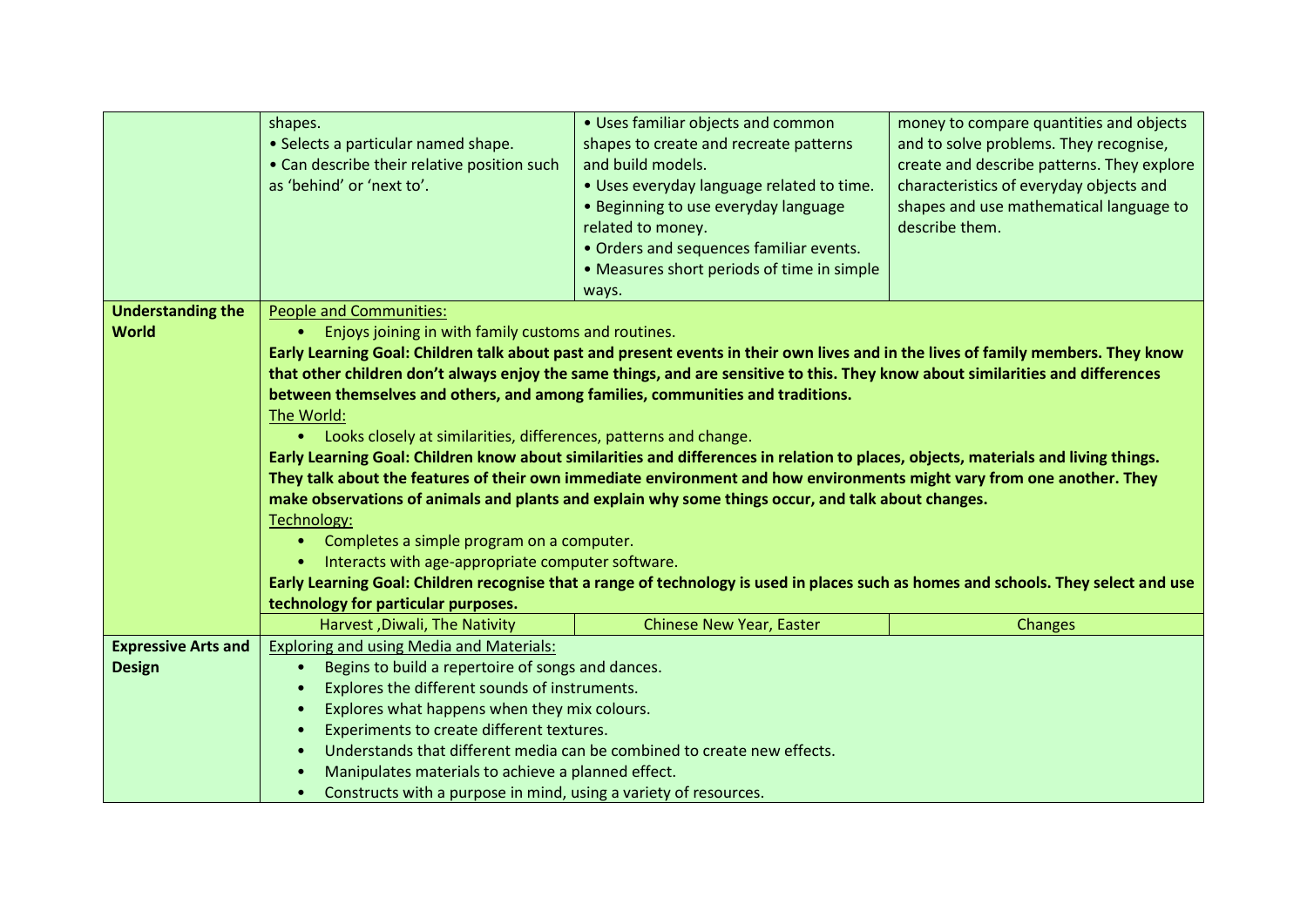| | | | |
|---|---|---|---|
| | shapes.<br>• Selects a particular named shape.<br>• Can describe their relative position such as 'behind' or 'next to'. | • Uses familiar objects and common shapes to create and recreate patterns and build models.<br>• Uses everyday language related to time.<br>• Beginning to use everyday language related to money.<br>• Orders and sequences familiar events.<br>• Measures short periods of time in simple ways. | money to compare quantities and objects and to solve problems. They recognise, create and describe patterns. They explore characteristics of everyday objects and shapes and use mathematical language to describe them. |
| **Understanding the World** | <u>People and Communities:</u><br>• Enjoys joining in with family customs and routines.<br>**Early Learning Goal: Children talk about past and present events in their own lives and in the lives of family members. They know that other children don't always enjoy the same things, and are sensitive to this. They know about similarities and differences between themselves and others, and among families, communities and traditions.**<br><u>The World:</u><br>• Looks closely at similarities, differences, patterns and change.<br>**Early Learning Goal: Children know about similarities and differences in relation to places, objects, materials and living things. They talk about the features of their own immediate environment and how environments might vary from one another. They make observations of animals and plants and explain why some things occur, and talk about changes.**<br><u>Technology:</u><br>• Completes a simple program on a computer.<br>• Interacts with age-appropriate computer software.<br>**Early Learning Goal: Children recognise that a range of technology is used in places such as homes and schools. They select and use technology for particular purposes.** | | |
| | Harvest ,Diwali, The Nativity | Chinese New Year, Easter | Changes |
| **Expressive Arts and Design** | <u>Exploring and using Media and Materials:</u><br>• Begins to build a repertoire of songs and dances.<br>• Explores the different sounds of instruments.<br>• Explores what happens when they mix colours.<br>• Experiments to create different textures.<br>• Understands that different media can be combined to create new effects.<br>• Manipulates materials to achieve a planned effect.<br>• Constructs with a purpose in mind, using a variety of resources. | | |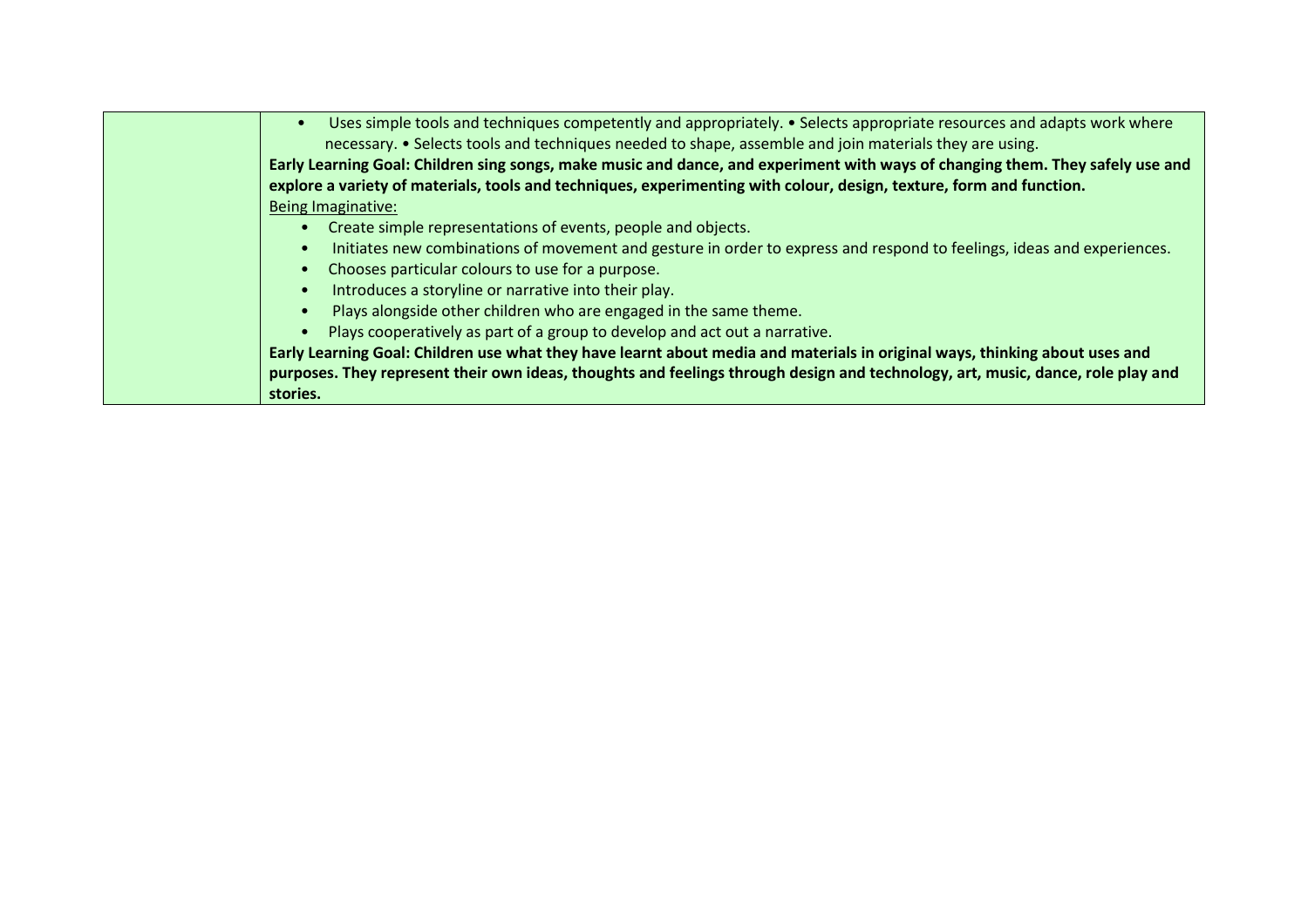| | |
|---|---|
| | • Uses simple tools and techniques competently and appropriately. • Selects appropriate resources and adapts work where necessary. • Selects tools and techniques needed to shape, assemble and join materials they are using.<br>**Early Learning Goal: Children sing songs, make music and dance, and experiment with ways of changing them. They safely use and explore a variety of materials, tools and techniques, experimenting with colour, design, texture, form and function.**<br><u>Being Imaginative:</u><br>• Create simple representations of events, people and objects.<br>• Initiates new combinations of movement and gesture in order to express and respond to feelings, ideas and experiences.<br>• Chooses particular colours to use for a purpose.<br>• Introduces a storyline or narrative into their play.<br>• Plays alongside other children who are engaged in the same theme.<br>• Plays cooperatively as part of a group to develop and act out a narrative.<br>**Early Learning Goal: Children use what they have learnt about media and materials in original ways, thinking about uses and purposes. They represent their own ideas, thoughts and feelings through design and technology, art, music, dance, role play and stories.** |